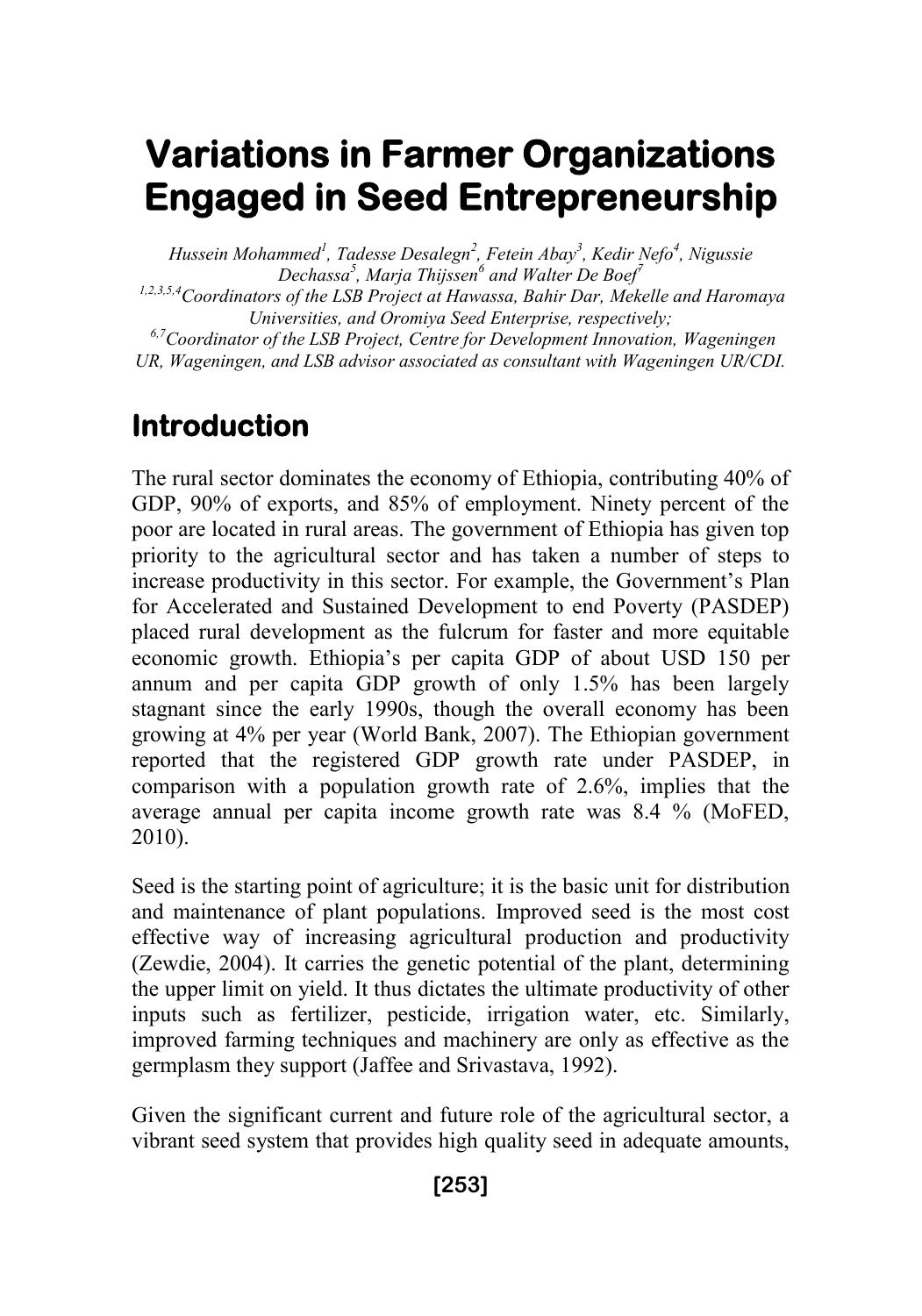# Variations in Farmer Organizations Engaged in Seed Entrepreneurship

*Hussein Mohammed[1], Tadesse Desalegn[2], Fetein Abay[3], Kedir Nefo[4], Nigussie Dechassa[5], Marja Thijssen[6] and Walter De Boef[7]*

*[1,2,3,5,4]Coordinators of the LSB Project at Hawassa, Bahir Dar, Mekelle and Haromaya Universities, and Oromiya Seed Enterprise, respectively;*

*[6,7]Coordinator of the LSB Project, Centre for Development Innovation, Wageningen UR, Wageningen, and LSB advisor associated as consultant with Wageningen UR/CDI.*

## Introduction

The rural sector dominates the economy of Ethiopia, contributing 40% of GDP, 90% of exports, and 85% of employment. Ninety percent of the poor are located in rural areas. The government of Ethiopia has given top priority to the agricultural sector and has taken a number of steps to increase productivity in this sector. For example, the Government's Plan for Accelerated and Sustained Development to end Poverty (PASDEP) placed rural development as the fulcrum for faster and more equitable economic growth. Ethiopia's per capita GDP of about USD 150 per annum and per capita GDP growth of only 1.5% has been largely stagnant since the early 1990s, though the overall economy has been growing at 4% per year (World Bank, 2007). The Ethiopian government reported that the registered GDP growth rate under PASDEP, in comparison with a population growth rate of 2.6%, implies that the average annual per capita income growth rate was 8.4 % (MoFED, 2010).

Seed is the starting point of agriculture; it is the basic unit for distribution and maintenance of plant populations. Improved seed is the most cost effective way of increasing agricultural production and productivity (Zewdie, 2004). It carries the genetic potential of the plant, determining the upper limit on yield. It thus dictates the ultimate productivity of other inputs such as fertilizer, pesticide, irrigation water, etc. Similarly, improved farming techniques and machinery are only as effective as the germplasm they support (Jaffee and Srivastava, 1992).

Given the significant current and future role of the agricultural sector, a vibrant seed system that provides high quality seed in adequate amounts,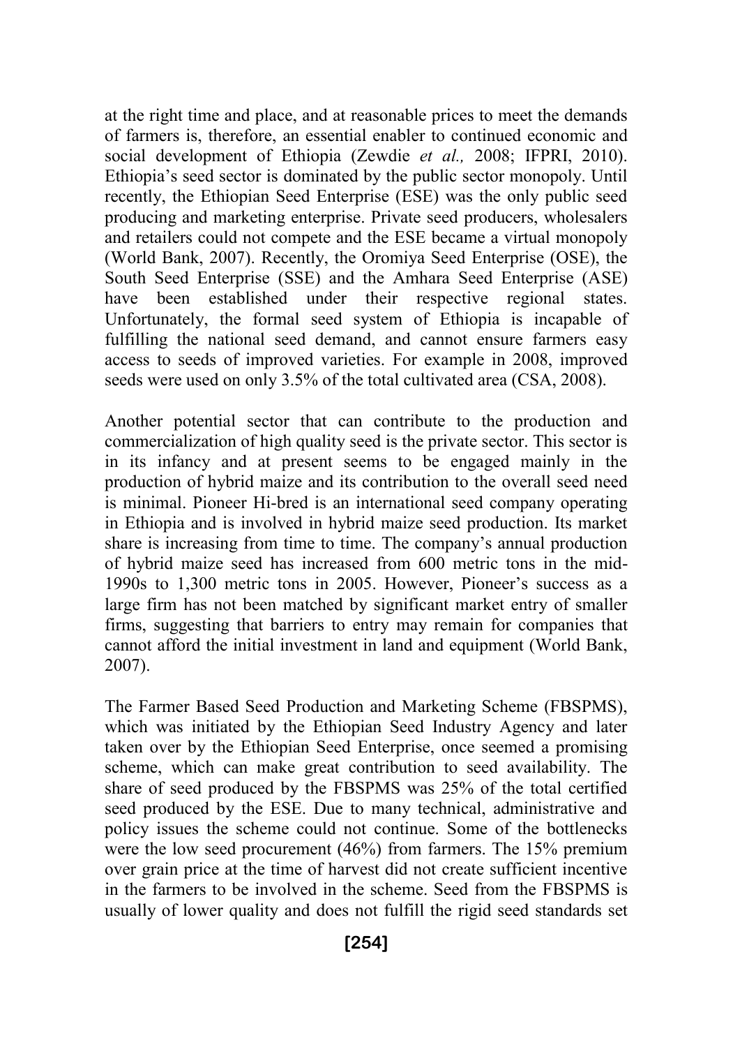at the right time and place, and at reasonable prices to meet the demands of farmers is, therefore, an essential enabler to continued economic and social development of Ethiopia (Zewdie *et al.,* 2008; IFPRI, 2010). Ethiopia's seed sector is dominated by the public sector monopoly. Until recently, the Ethiopian Seed Enterprise (ESE) was the only public seed producing and marketing enterprise. Private seed producers, wholesalers and retailers could not compete and the ESE became a virtual monopoly (World Bank, 2007). Recently, the Oromiya Seed Enterprise (OSE), the South Seed Enterprise (SSE) and the Amhara Seed Enterprise (ASE) have been established under their respective regional states. Unfortunately, the formal seed system of Ethiopia is incapable of fulfilling the national seed demand, and cannot ensure farmers easy access to seeds of improved varieties. For example in 2008, improved seeds were used on only 3.5% of the total cultivated area (CSA, 2008).

Another potential sector that can contribute to the production and commercialization of high quality seed is the private sector. This sector is in its infancy and at present seems to be engaged mainly in the production of hybrid maize and its contribution to the overall seed need is minimal. Pioneer Hi-bred is an international seed company operating in Ethiopia and is involved in hybrid maize seed production. Its market share is increasing from time to time. The company's annual production of hybrid maize seed has increased from 600 metric tons in the mid-1990s to 1,300 metric tons in 2005. However, Pioneer's success as a large firm has not been matched by significant market entry of smaller firms, suggesting that barriers to entry may remain for companies that cannot afford the initial investment in land and equipment (World Bank, 2007).

The Farmer Based Seed Production and Marketing Scheme (FBSPMS), which was initiated by the Ethiopian Seed Industry Agency and later taken over by the Ethiopian Seed Enterprise, once seemed a promising scheme, which can make great contribution to seed availability. The share of seed produced by the FBSPMS was 25% of the total certified seed produced by the ESE. Due to many technical, administrative and policy issues the scheme could not continue. Some of the bottlenecks were the low seed procurement (46%) from farmers. The 15% premium over grain price at the time of harvest did not create sufficient incentive in the farmers to be involved in the scheme. Seed from the FBSPMS is usually of lower quality and does not fulfill the rigid seed standards set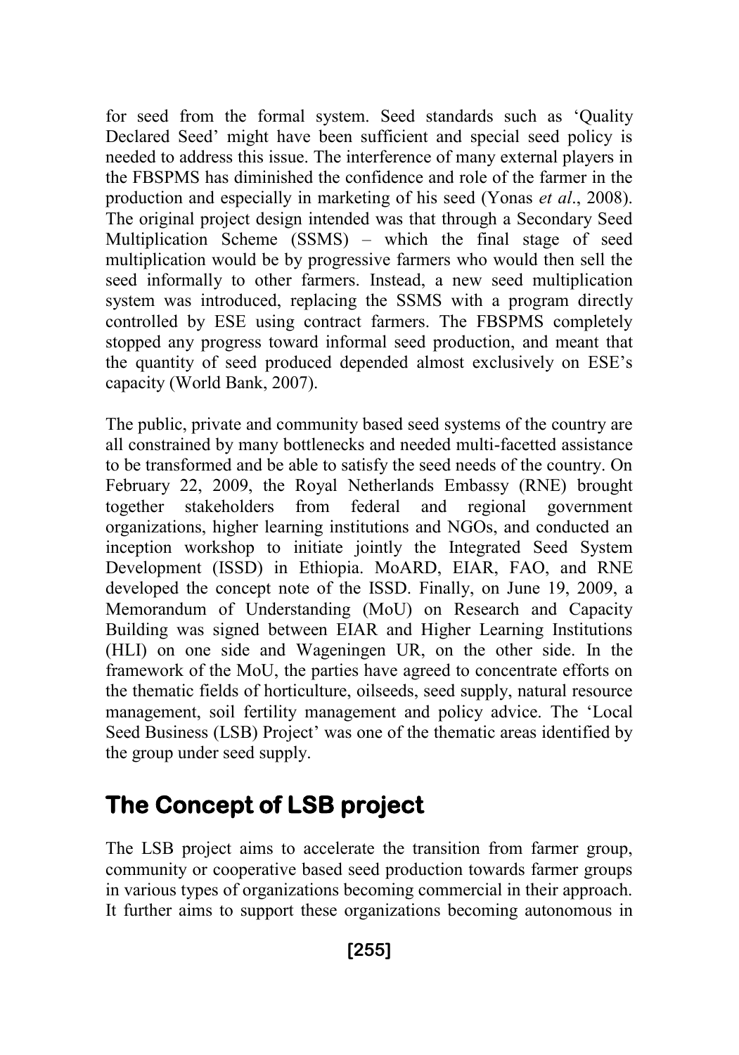for seed from the formal system. Seed standards such as 'Quality Declared Seed' might have been sufficient and special seed policy is needed to address this issue. The interference of many external players in the FBSPMS has diminished the confidence and role of the farmer in the production and especially in marketing of his seed (Yonas *et al*., 2008). The original project design intended was that through a Secondary Seed Multiplication Scheme (SSMS) – which the final stage of seed multiplication would be by progressive farmers who would then sell the seed informally to other farmers. Instead, a new seed multiplication system was introduced, replacing the SSMS with a program directly controlled by ESE using contract farmers. The FBSPMS completely stopped any progress toward informal seed production, and meant that the quantity of seed produced depended almost exclusively on ESE's capacity (World Bank, 2007).

The public, private and community based seed systems of the country are all constrained by many bottlenecks and needed multi-facetted assistance to be transformed and be able to satisfy the seed needs of the country. On February 22, 2009, the Royal Netherlands Embassy (RNE) brought together stakeholders from federal and regional government organizations, higher learning institutions and NGOs, and conducted an inception workshop to initiate jointly the Integrated Seed System Development (ISSD) in Ethiopia. MoARD, EIAR, FAO, and RNE developed the concept note of the ISSD. Finally, on June 19, 2009, a Memorandum of Understanding (MoU) on Research and Capacity Building was signed between EIAR and Higher Learning Institutions (HLI) on one side and Wageningen UR, on the other side. In the framework of the MoU, the parties have agreed to concentrate efforts on the thematic fields of horticulture, oilseeds, seed supply, natural resource management, soil fertility management and policy advice. The 'Local Seed Business (LSB) Project' was one of the thematic areas identified by the group under seed supply.

## The Concept of LSB project

The LSB project aims to accelerate the transition from farmer group, community or cooperative based seed production towards farmer groups in various types of organizations becoming commercial in their approach. It further aims to support these organizations becoming autonomous in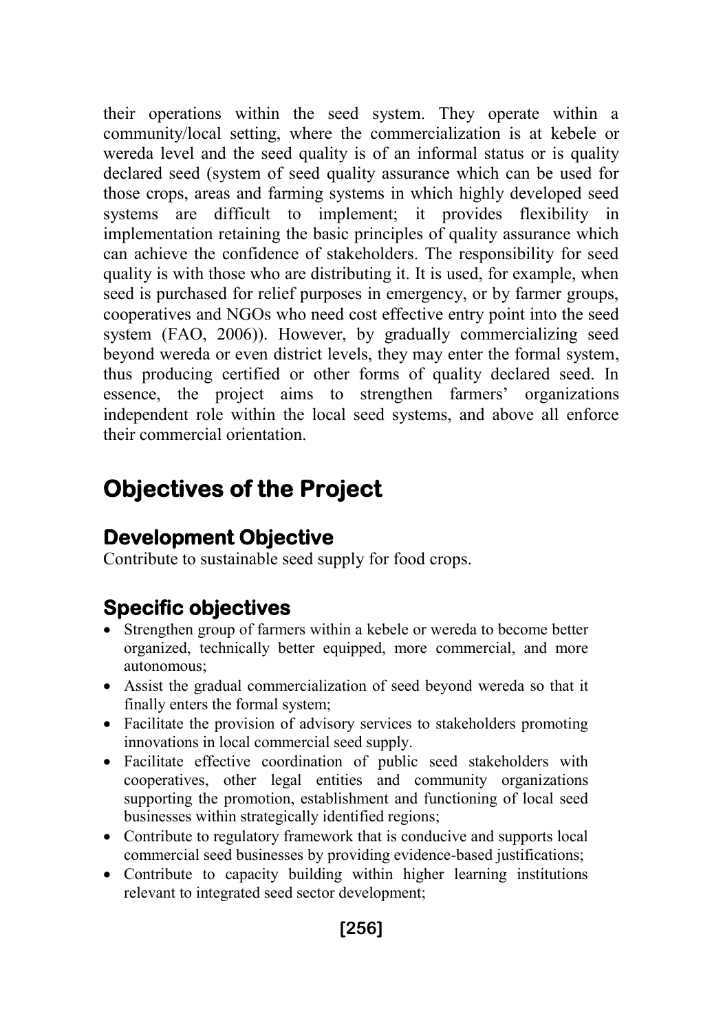their operations within the seed system. They operate within a community/local setting, where the commercialization is at kebele or wereda level and the seed quality is of an informal status or is quality declared seed (system of seed quality assurance which can be used for those crops, areas and farming systems in which highly developed seed systems are difficult to implement; it provides flexibility in implementation retaining the basic principles of quality assurance which can achieve the confidence of stakeholders. The responsibility for seed quality is with those who are distributing it. It is used, for example, when seed is purchased for relief purposes in emergency, or by farmer groups, cooperatives and NGOs who need cost effective entry point into the seed system (FAO, 2006)). However, by gradually commercializing seed beyond wereda or even district levels, they may enter the formal system, thus producing certified or other forms of quality declared seed. In essence, the project aims to strengthen farmers' organizations independent role within the local seed systems, and above all enforce their commercial orientation.

# Objectives of the Project

## Development Objective

Contribute to sustainable seed supply for food crops.

## Specific objectives

- Strengthen group of farmers within a kebele or wereda to become better organized, technically better equipped, more commercial, and more autonomous;
- Assist the gradual commercialization of seed beyond wereda so that it finally enters the formal system;
- Facilitate the provision of advisory services to stakeholders promoting innovations in local commercial seed supply.
- Facilitate effective coordination of public seed stakeholders with cooperatives, other legal entities and community organizations supporting the promotion, establishment and functioning of local seed businesses within strategically identified regions;
- Contribute to regulatory framework that is conducive and supports local commercial seed businesses by providing evidence-based justifications;
- Contribute to capacity building within higher learning institutions relevant to integrated seed sector development;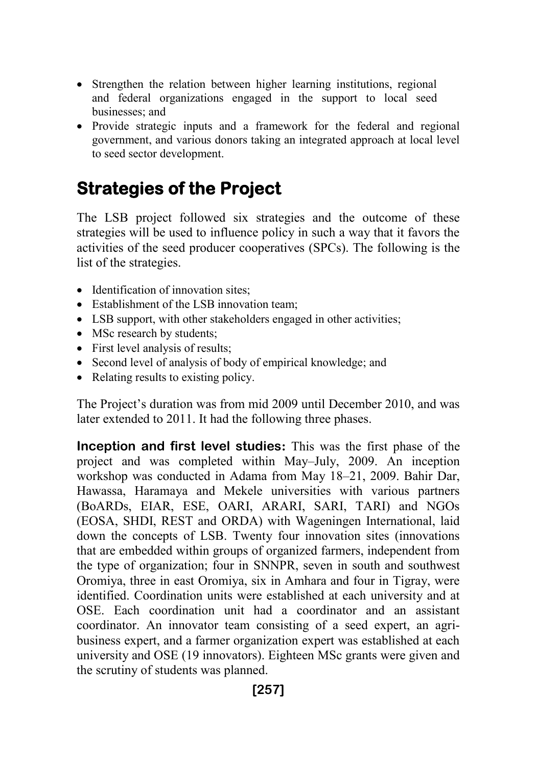- Strengthen the relation between higher learning institutions, regional and federal organizations engaged in the support to local seed businesses; and
- Provide strategic inputs and a framework for the federal and regional government, and various donors taking an integrated approach at local level to seed sector development.

## Strategies of the Project

The LSB project followed six strategies and the outcome of these strategies will be used to influence policy in such a way that it favors the activities of the seed producer cooperatives (SPCs). The following is the list of the strategies.

- Identification of innovation sites;
- Establishment of the LSB innovation team;
- LSB support, with other stakeholders engaged in other activities;
- MSc research by students;
- First level analysis of results;
- Second level of analysis of body of empirical knowledge; and
- Relating results to existing policy.

The Project's duration was from mid 2009 until December 2010, and was later extended to 2011. It had the following three phases.

**Inception and first level studies:** This was the first phase of the project and was completed within May–July, 2009. An inception workshop was conducted in Adama from May 18–21, 2009. Bahir Dar, Hawassa, Haramaya and Mekele universities with various partners (BoARDs, EIAR, ESE, OARI, ARARI, SARI, TARI) and NGOs (EOSA, SHDI, REST and ORDA) with Wageningen International, laid down the concepts of LSB. Twenty four innovation sites (innovations that are embedded within groups of organized farmers, independent from the type of organization; four in SNNPR, seven in south and southwest Oromiya, three in east Oromiya, six in Amhara and four in Tigray, were identified. Coordination units were established at each university and at OSE. Each coordination unit had a coordinator and an assistant coordinator. An innovator team consisting of a seed expert, an agri-business expert, and a farmer organization expert was established at each university and OSE (19 innovators). Eighteen MSc grants were given and the scrutiny of students was planned.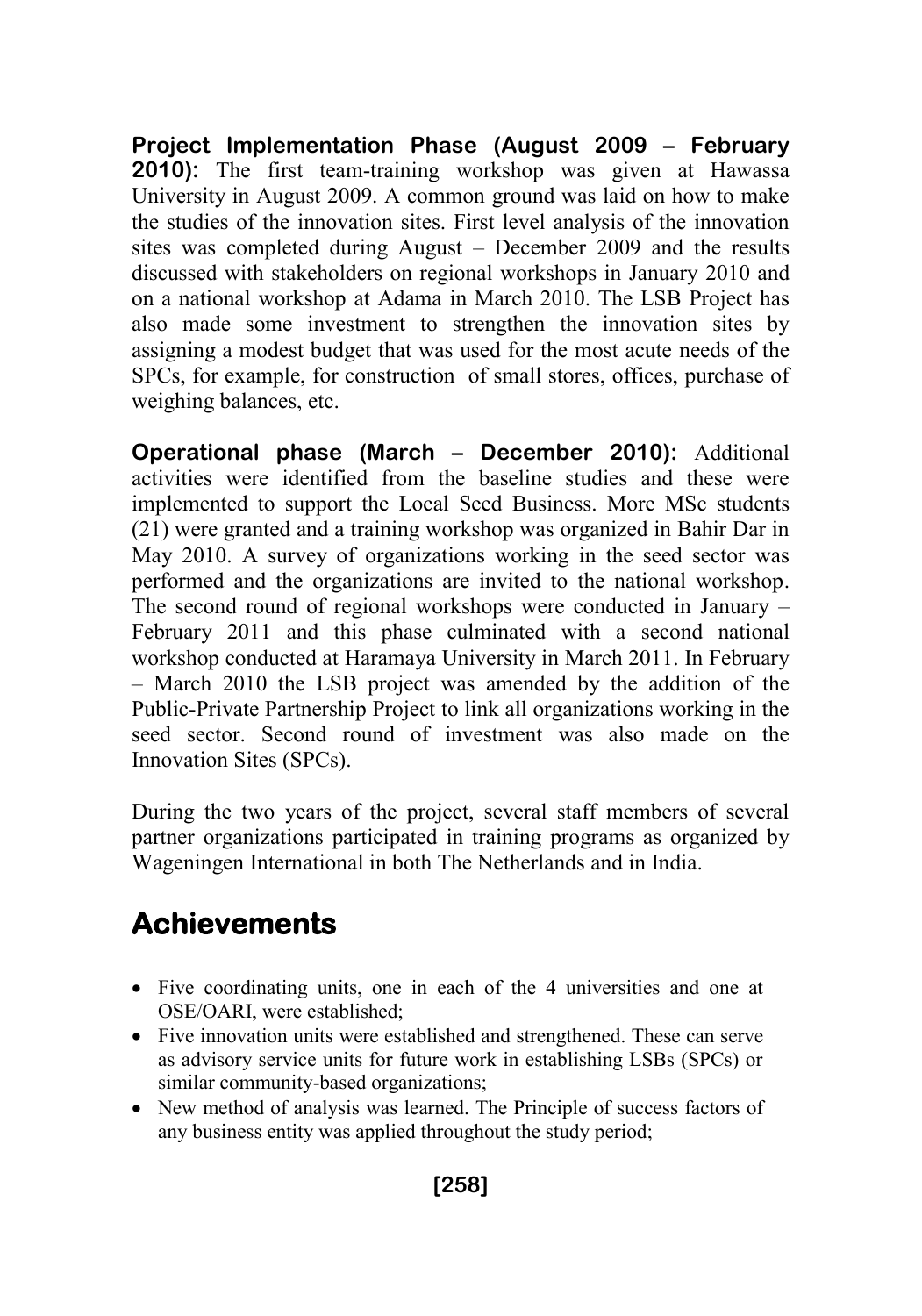**Project Implementation Phase (August 2009 – February 2010):** The first team-training workshop was given at Hawassa University in August 2009. A common ground was laid on how to make the studies of the innovation sites. First level analysis of the innovation sites was completed during August – December 2009 and the results discussed with stakeholders on regional workshops in January 2010 and on a national workshop at Adama in March 2010. The LSB Project has also made some investment to strengthen the innovation sites by assigning a modest budget that was used for the most acute needs of the SPCs, for example, for construction of small stores, offices, purchase of weighing balances, etc.

**Operational phase (March – December 2010):** Additional activities were identified from the baseline studies and these were implemented to support the Local Seed Business. More MSc students (21) were granted and a training workshop was organized in Bahir Dar in May 2010. A survey of organizations working in the seed sector was performed and the organizations are invited to the national workshop. The second round of regional workshops were conducted in January – February 2011 and this phase culminated with a second national workshop conducted at Haramaya University in March 2011. In February – March 2010 the LSB project was amended by the addition of the Public-Private Partnership Project to link all organizations working in the seed sector. Second round of investment was also made on the Innovation Sites (SPCs).

During the two years of the project, several staff members of several partner organizations participated in training programs as organized by Wageningen International in both The Netherlands and in India.

# Achievements

- Five coordinating units, one in each of the 4 universities and one at OSE/OARI, were established;
- Five innovation units were established and strengthened. These can serve as advisory service units for future work in establishing LSBs (SPCs) or similar community-based organizations;
- New method of analysis was learned. The Principle of success factors of any business entity was applied throughout the study period;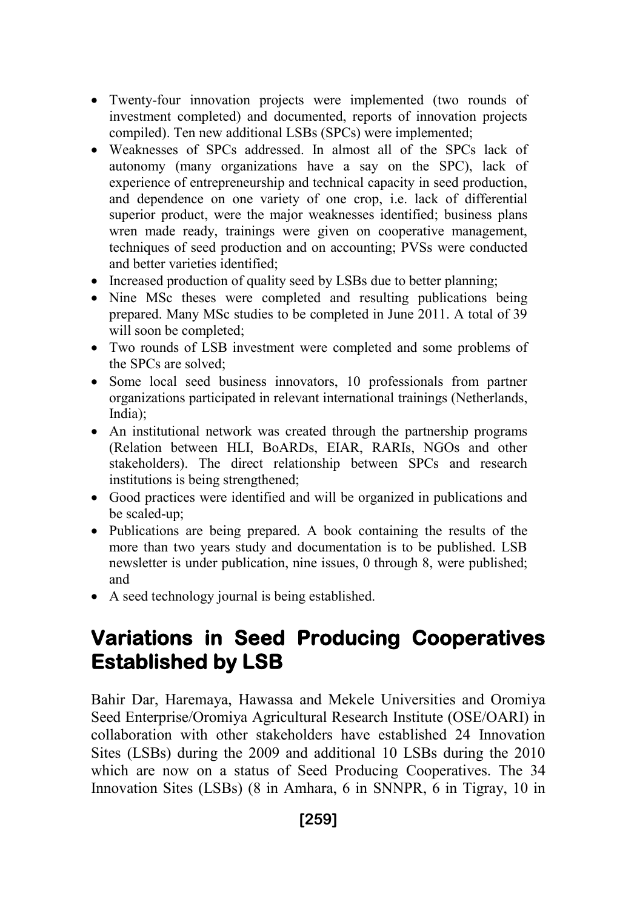- Twenty-four innovation projects were implemented (two rounds of investment completed) and documented, reports of innovation projects compiled). Ten new additional LSBs (SPCs) were implemented;
- Weaknesses of SPCs addressed. In almost all of the SPCs lack of autonomy (many organizations have a say on the SPC), lack of experience of entrepreneurship and technical capacity in seed production, and dependence on one variety of one crop, i.e. lack of differential superior product, were the major weaknesses identified; business plans wren made ready, trainings were given on cooperative management, techniques of seed production and on accounting; PVSs were conducted and better varieties identified;
- Increased production of quality seed by LSBs due to better planning;
- Nine MSc theses were completed and resulting publications being prepared. Many MSc studies to be completed in June 2011. A total of 39 will soon be completed;
- Two rounds of LSB investment were completed and some problems of the SPCs are solved;
- Some local seed business innovators, 10 professionals from partner organizations participated in relevant international trainings (Netherlands, India);
- An institutional network was created through the partnership programs (Relation between HLI, BoARDs, EIAR, RARIs, NGOs and other stakeholders). The direct relationship between SPCs and research institutions is being strengthened;
- Good practices were identified and will be organized in publications and be scaled-up;
- Publications are being prepared. A book containing the results of the more than two years study and documentation is to be published. LSB newsletter is under publication, nine issues, 0 through 8, were published; and
- A seed technology journal is being established.

## Variations in Seed Producing Cooperatives Established by LSB

Bahir Dar, Haremaya, Hawassa and Mekele Universities and Oromiya Seed Enterprise/Oromiya Agricultural Research Institute (OSE/OARI) in collaboration with other stakeholders have established 24 Innovation Sites (LSBs) during the 2009 and additional 10 LSBs during the 2010 which are now on a status of Seed Producing Cooperatives. The 34 Innovation Sites (LSBs) (8 in Amhara, 6 in SNNPR, 6 in Tigray, 10 in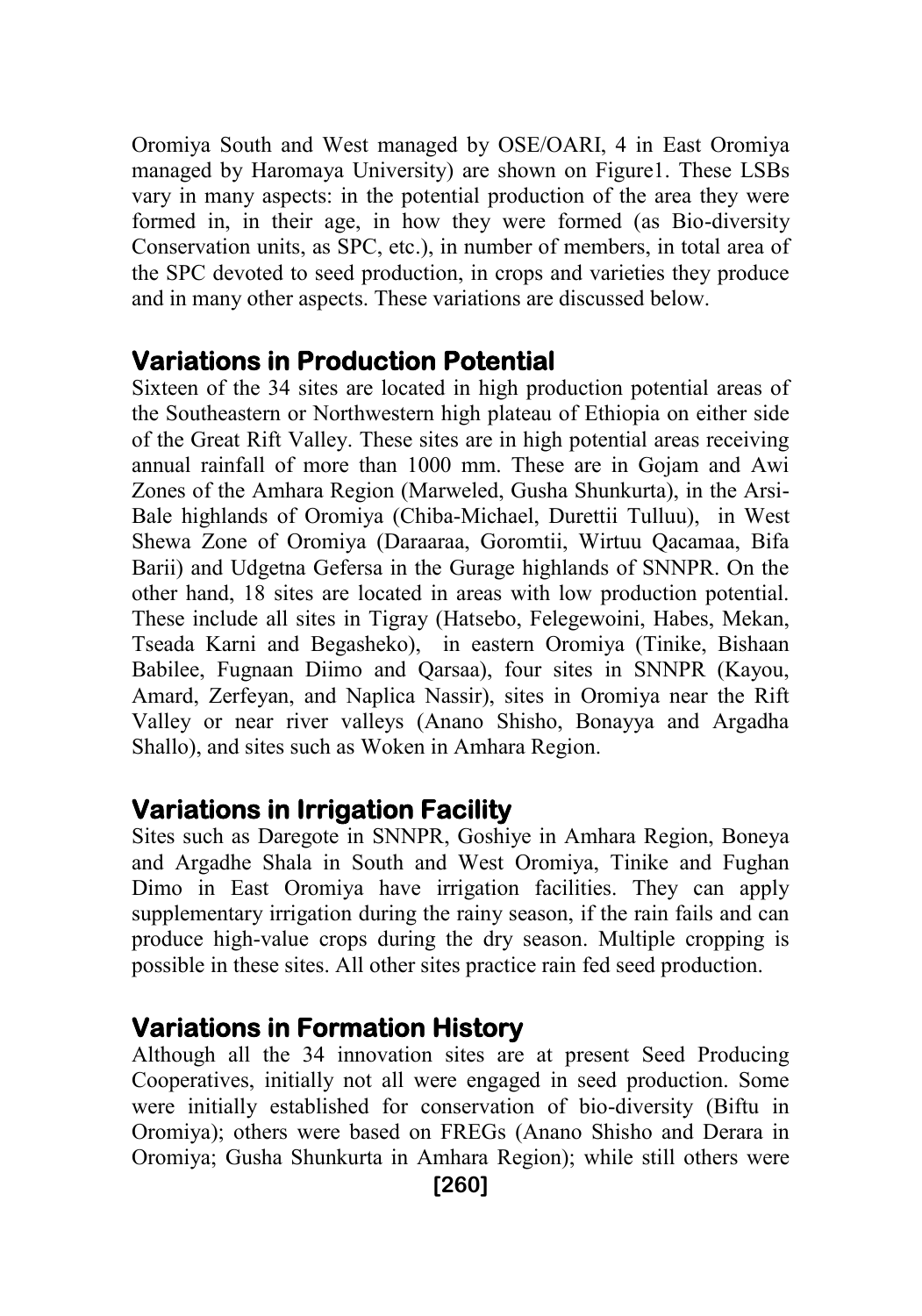Oromiya South and West managed by OSE/OARI, 4 in East Oromiya managed by Haromaya University) are shown on Figure1. These LSBs vary in many aspects: in the potential production of the area they were formed in, in their age, in how they were formed (as Bio-diversity Conservation units, as SPC, etc.), in number of members, in total area of the SPC devoted to seed production, in crops and varieties they produce and in many other aspects. These variations are discussed below.

## Variations in Production Potential

Sixteen of the 34 sites are located in high production potential areas of the Southeastern or Northwestern high plateau of Ethiopia on either side of the Great Rift Valley. These sites are in high potential areas receiving annual rainfall of more than 1000 mm. These are in Gojam and Awi Zones of the Amhara Region (Marweled, Gusha Shunkurta), in the Arsi-Bale highlands of Oromiya (Chiba-Michael, Durettii Tulluu), in West Shewa Zone of Oromiya (Daraaraa, Goromtii, Wirtuu Qacamaa, Bifa Barii) and Udgetna Gefersa in the Gurage highlands of SNNPR. On the other hand, 18 sites are located in areas with low production potential. These include all sites in Tigray (Hatsebo, Felegewoini, Habes, Mekan, Tseada Karni and Begasheko), in eastern Oromiya (Tinike, Bishaan Babilee, Fugnaan Diimo and Qarsaa), four sites in SNNPR (Kayou, Amard, Zerfeyan, and Naplica Nassir), sites in Oromiya near the Rift Valley or near river valleys (Anano Shisho, Bonayya and Argadha Shallo), and sites such as Woken in Amhara Region.

## Variations in Irrigation Facility

Sites such as Daregote in SNNPR, Goshiye in Amhara Region, Boneya and Argadhe Shala in South and West Oromiya, Tinike and Fughan Dimo in East Oromiya have irrigation facilities. They can apply supplementary irrigation during the rainy season, if the rain fails and can produce high-value crops during the dry season. Multiple cropping is possible in these sites. All other sites practice rain fed seed production.

## Variations in Formation History

Although all the 34 innovation sites are at present Seed Producing Cooperatives, initially not all were engaged in seed production. Some were initially established for conservation of bio-diversity (Biftu in Oromiya); others were based on FREGs (Anano Shisho and Derara in Oromiya; Gusha Shunkurta in Amhara Region); while still others were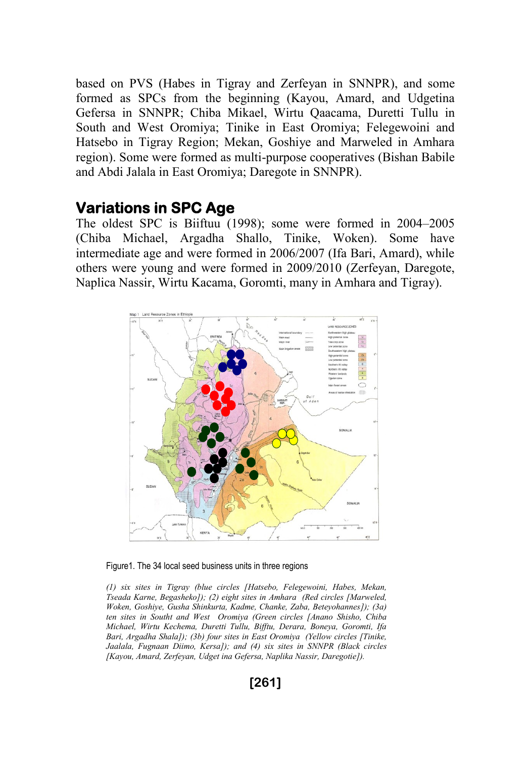based on PVS (Habes in Tigray and Zerfeyan in SNNPR), and some formed as SPCs from the beginning (Kayou, Amard, and Udgetina Gefersa in SNNPR; Chiba Mikael, Wirtu Qaacama, Duretti Tullu in South and West Oromiya; Tinike in East Oromiya; Felegewoini and Hatsebo in Tigray Region; Mekan, Goshiye and Marweled in Amhara region). Some were formed as multi-purpose cooperatives (Bishan Babile and Abdi Jalala in East Oromiya; Daregote in SNNPR).

## Variations in SPC Age

The oldest SPC is Biiftuu (1998); some were formed in 2004–2005 (Chiba Michael, Argadha Shallo, Tinike, Woken). Some have intermediate age and were formed in 2006/2007 (Ifa Bari, Amard), while others were young and were formed in 2009/2010 (Zerfeyan, Daregote, Naplica Nassir, Wirtu Kacama, Goromti, many in Amhara and Tigray).

Figure1. The 34 local seed business units in three regions

*(1) six sites in Tigray (blue circles [Hatsebo, Felegewoini, Habes, Mekan, Tseada Karne, Begasheko]); (2) eight sites in Amhara (Red circles [Marweled, Woken, Goshiye, Gusha Shinkurta, Kadme, Chanke, Zaba, Beteyohannes]); (3a) ten sites in Southt and West Oromiya (Green circles [Anano Shisho, Chiba Michael, Wirtu Kechema, Duretti Tullu, Bifftu, Derara, Boneya, Goromti, Ifa Bari, Argadha Shala]); (3b) four sites in East Oromiya (Yellow circles [Tinike, Jaalala, Fugnaan Diimo, Kersa]); and (4) six sites in SNNPR (Black circles [Kayou, Amard, Zerfeyan, Udget ina Gefersa, Naplika Nassir, Daregotie]).*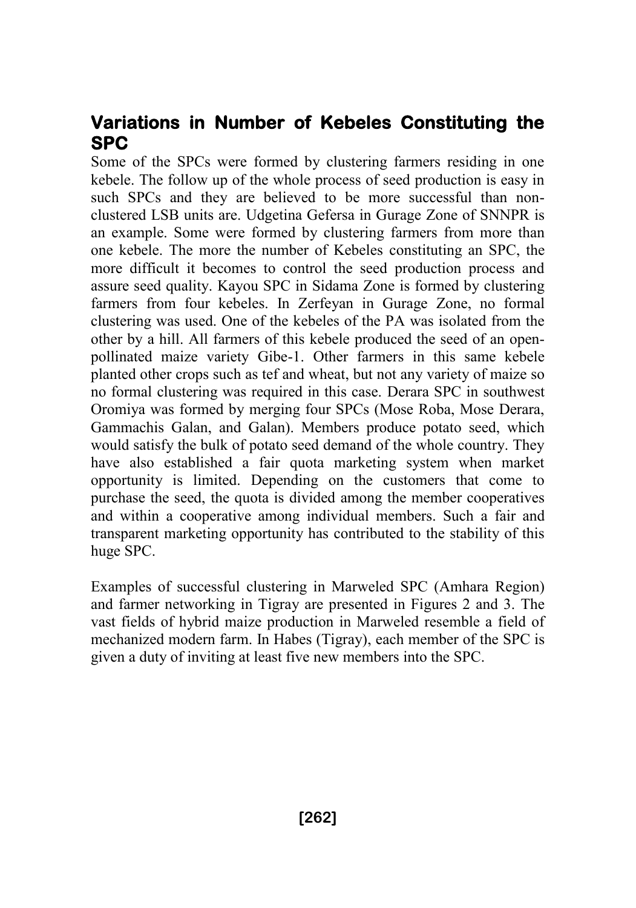## Variations in Number of Kebeles Constituting the SPC

Some of the SPCs were formed by clustering farmers residing in one kebele. The follow up of the whole process of seed production is easy in such SPCs and they are believed to be more successful than non-clustered LSB units are. Udgetina Gefersa in Gurage Zone of SNNPR is an example. Some were formed by clustering farmers from more than one kebele. The more the number of Kebeles constituting an SPC, the more difficult it becomes to control the seed production process and assure seed quality. Kayou SPC in Sidama Zone is formed by clustering farmers from four kebeles. In Zerfeyan in Gurage Zone, no formal clustering was used. One of the kebeles of the PA was isolated from the other by a hill. All farmers of this kebele produced the seed of an open-pollinated maize variety Gibe-1. Other farmers in this same kebele planted other crops such as tef and wheat, but not any variety of maize so no formal clustering was required in this case. Derara SPC in southwest Oromiya was formed by merging four SPCs (Mose Roba, Mose Derara, Gammachis Galan, and Galan). Members produce potato seed, which would satisfy the bulk of potato seed demand of the whole country. They have also established a fair quota marketing system when market opportunity is limited. Depending on the customers that come to purchase the seed, the quota is divided among the member cooperatives and within a cooperative among individual members. Such a fair and transparent marketing opportunity has contributed to the stability of this huge SPC.

Examples of successful clustering in Marweled SPC (Amhara Region) and farmer networking in Tigray are presented in Figures 2 and 3. The vast fields of hybrid maize production in Marweled resemble a field of mechanized modern farm. In Habes (Tigray), each member of the SPC is given a duty of inviting at least five new members into the SPC.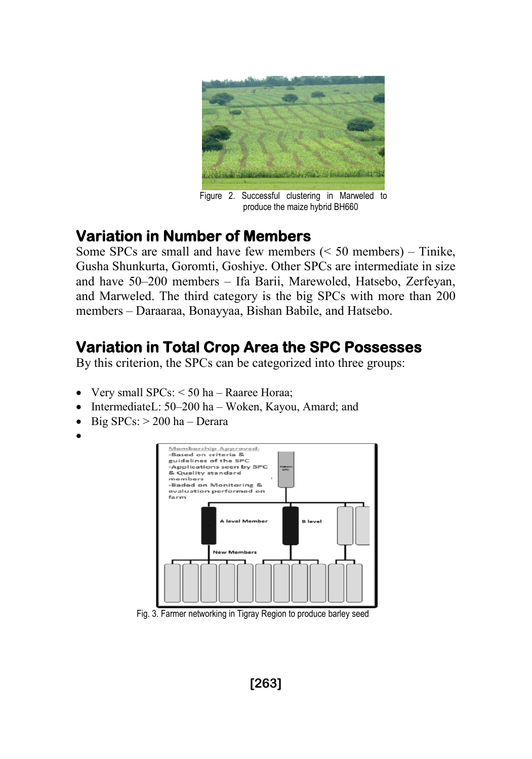Figure 2. Successful clustering in Marweled to produce the maize hybrid BH660

## Variation in Number of Members

Some SPCs are small and have few members (< 50 members) – Tinike, Gusha Shunkurta, Goromti, Goshiye. Other SPCs are intermediate in size and have 50–200 members – Ifa Barii, Marewoled, Hatsebo, Zerfeyan, and Marweled. The third category is the big SPCs with more than 200 members – Daraaraa, Bonayyaa, Bishan Babile, and Hatsebo.

## Variation in Total Crop Area the SPC Possesses

By this criterion, the SPCs can be categorized into three groups:

- Very small SPCs: < 50 ha – Raaree Horaa;
- IntermediateL: 50–200 ha – Woken, Kayou, Amard; and
- Big SPCs: > 200 ha – Derara
- 

Fig. 3. Farmer networking in Tigray Region to produce barley seed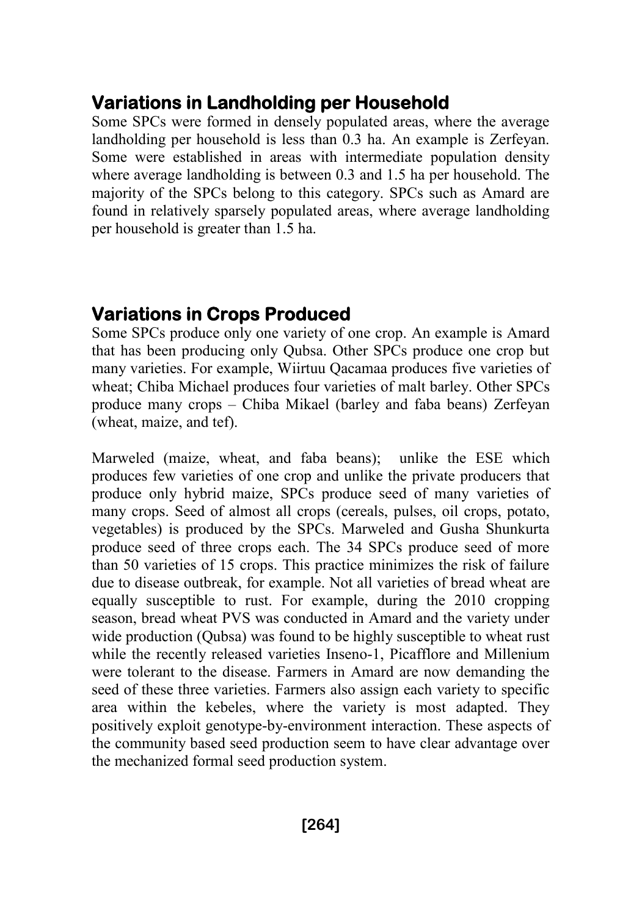## Variations in Landholding per Household

Some SPCs were formed in densely populated areas, where the average landholding per household is less than 0.3 ha. An example is Zerfeyan. Some were established in areas with intermediate population density where average landholding is between 0.3 and 1.5 ha per household. The majority of the SPCs belong to this category. SPCs such as Amard are found in relatively sparsely populated areas, where average landholding per household is greater than 1.5 ha.

## Variations in Crops Produced

Some SPCs produce only one variety of one crop. An example is Amard that has been producing only Qubsa. Other SPCs produce one crop but many varieties. For example, Wiirtuu Qacamaa produces five varieties of wheat; Chiba Michael produces four varieties of malt barley. Other SPCs produce many crops – Chiba Mikael (barley and faba beans) Zerfeyan (wheat, maize, and tef).

Marweled (maize, wheat, and faba beans); unlike the ESE which produces few varieties of one crop and unlike the private producers that produce only hybrid maize, SPCs produce seed of many varieties of many crops. Seed of almost all crops (cereals, pulses, oil crops, potato, vegetables) is produced by the SPCs. Marweled and Gusha Shunkurta produce seed of three crops each. The 34 SPCs produce seed of more than 50 varieties of 15 crops. This practice minimizes the risk of failure due to disease outbreak, for example. Not all varieties of bread wheat are equally susceptible to rust. For example, during the 2010 cropping season, bread wheat PVS was conducted in Amard and the variety under wide production (Qubsa) was found to be highly susceptible to wheat rust while the recently released varieties Inseno-1, Picafflore and Millenium were tolerant to the disease. Farmers in Amard are now demanding the seed of these three varieties. Farmers also assign each variety to specific area within the kebeles, where the variety is most adapted. They positively exploit genotype-by-environment interaction. These aspects of the community based seed production seem to have clear advantage over the mechanized formal seed production system.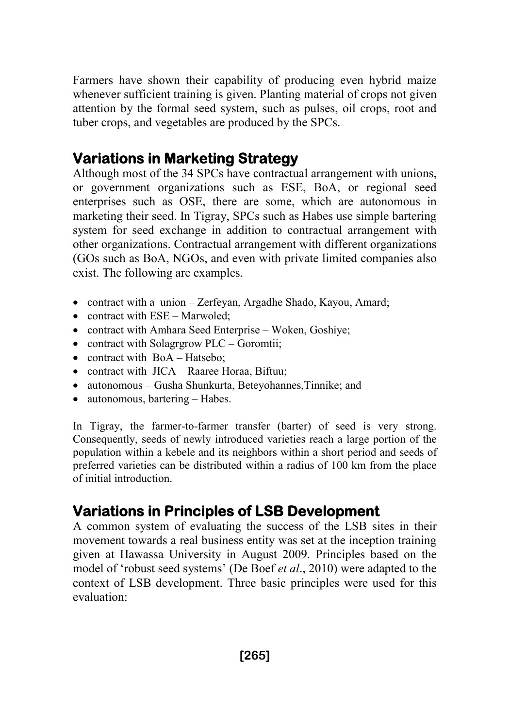Farmers have shown their capability of producing even hybrid maize whenever sufficient training is given. Planting material of crops not given attention by the formal seed system, such as pulses, oil crops, root and tuber crops, and vegetables are produced by the SPCs.

## Variations in Marketing Strategy

Although most of the 34 SPCs have contractual arrangement with unions, or government organizations such as ESE, BoA, or regional seed enterprises such as OSE, there are some, which are autonomous in marketing their seed. In Tigray, SPCs such as Habes use simple bartering system for seed exchange in addition to contractual arrangement with other organizations. Contractual arrangement with different organizations (GOs such as BoA, NGOs, and even with private limited companies also exist. The following are examples.

- contract with a union – Zerfeyan, Argadhe Shado, Kayou, Amard;
- contract with ESE – Marwoled;
- contract with Amhara Seed Enterprise – Woken, Goshiye;
- contract with Solagrgrow PLC – Goromtii;
- contract with BoA – Hatsebo;
- contract with JICA – Raaree Horaa, Biftuu;
- autonomous – Gusha Shunkurta, Beteyohannes,Tinnike; and
- autonomous, bartering – Habes.

In Tigray, the farmer-to-farmer transfer (barter) of seed is very strong. Consequently, seeds of newly introduced varieties reach a large portion of the population within a kebele and its neighbors within a short period and seeds of preferred varieties can be distributed within a radius of 100 km from the place of initial introduction.

## Variations in Principles of LSB Development

A common system of evaluating the success of the LSB sites in their movement towards a real business entity was set at the inception training given at Hawassa University in August 2009. Principles based on the model of 'robust seed systems' (De Boef *et al*., 2010) were adapted to the context of LSB development. Three basic principles were used for this evaluation: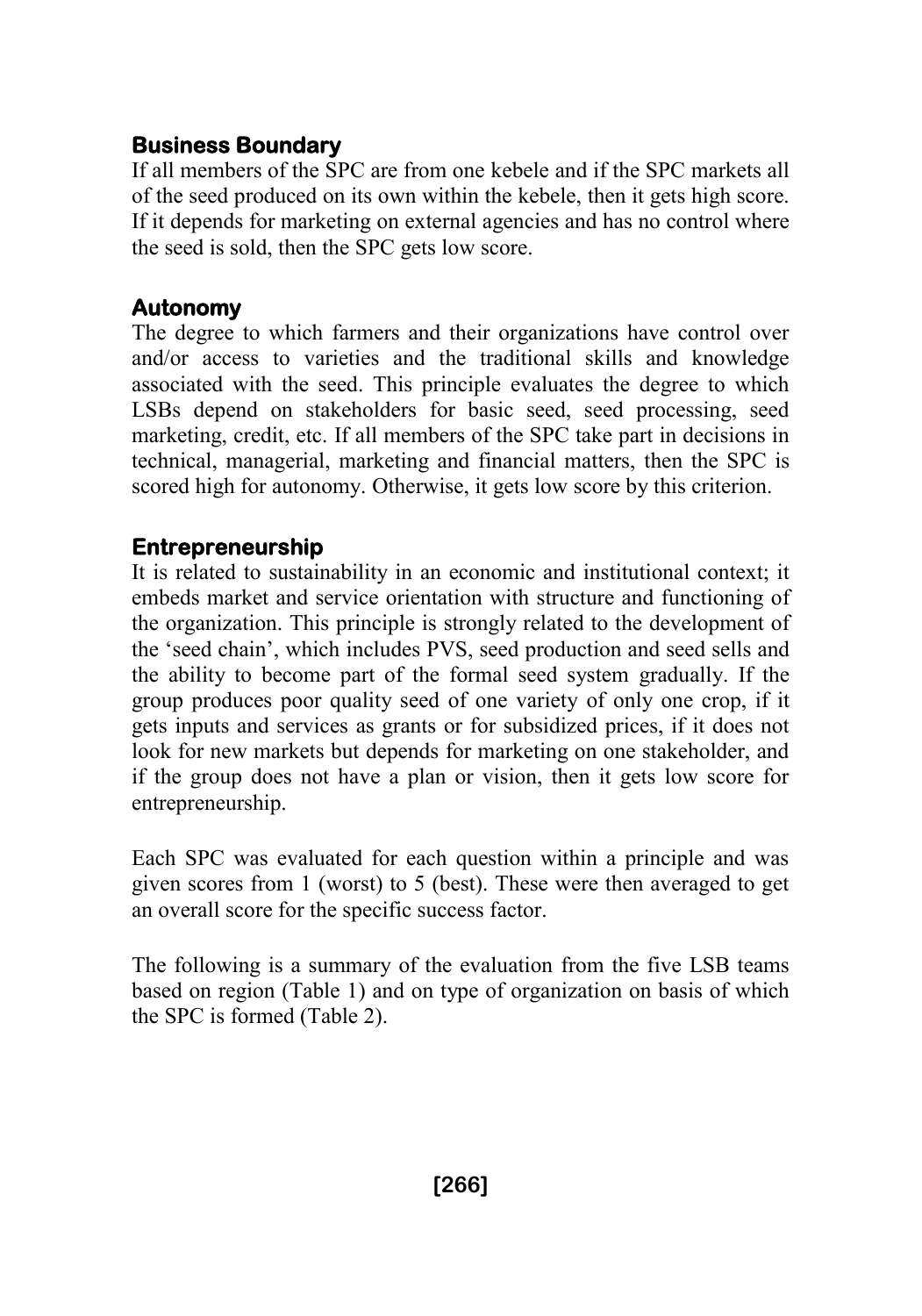### Business Boundary

If all members of the SPC are from one kebele and if the SPC markets all of the seed produced on its own within the kebele, then it gets high score. If it depends for marketing on external agencies and has no control where the seed is sold, then the SPC gets low score.

### Autonomy

The degree to which farmers and their organizations have control over and/or access to varieties and the traditional skills and knowledge associated with the seed. This principle evaluates the degree to which LSBs depend on stakeholders for basic seed, seed processing, seed marketing, credit, etc. If all members of the SPC take part in decisions in technical, managerial, marketing and financial matters, then the SPC is scored high for autonomy. Otherwise, it gets low score by this criterion.

### Entrepreneurship

It is related to sustainability in an economic and institutional context; it embeds market and service orientation with structure and functioning of the organization. This principle is strongly related to the development of the 'seed chain', which includes PVS, seed production and seed sells and the ability to become part of the formal seed system gradually. If the group produces poor quality seed of one variety of only one crop, if it gets inputs and services as grants or for subsidized prices, if it does not look for new markets but depends for marketing on one stakeholder, and if the group does not have a plan or vision, then it gets low score for entrepreneurship.

Each SPC was evaluated for each question within a principle and was given scores from 1 (worst) to 5 (best). These were then averaged to get an overall score for the specific success factor.

The following is a summary of the evaluation from the five LSB teams based on region (Table 1) and on type of organization on basis of which the SPC is formed (Table 2).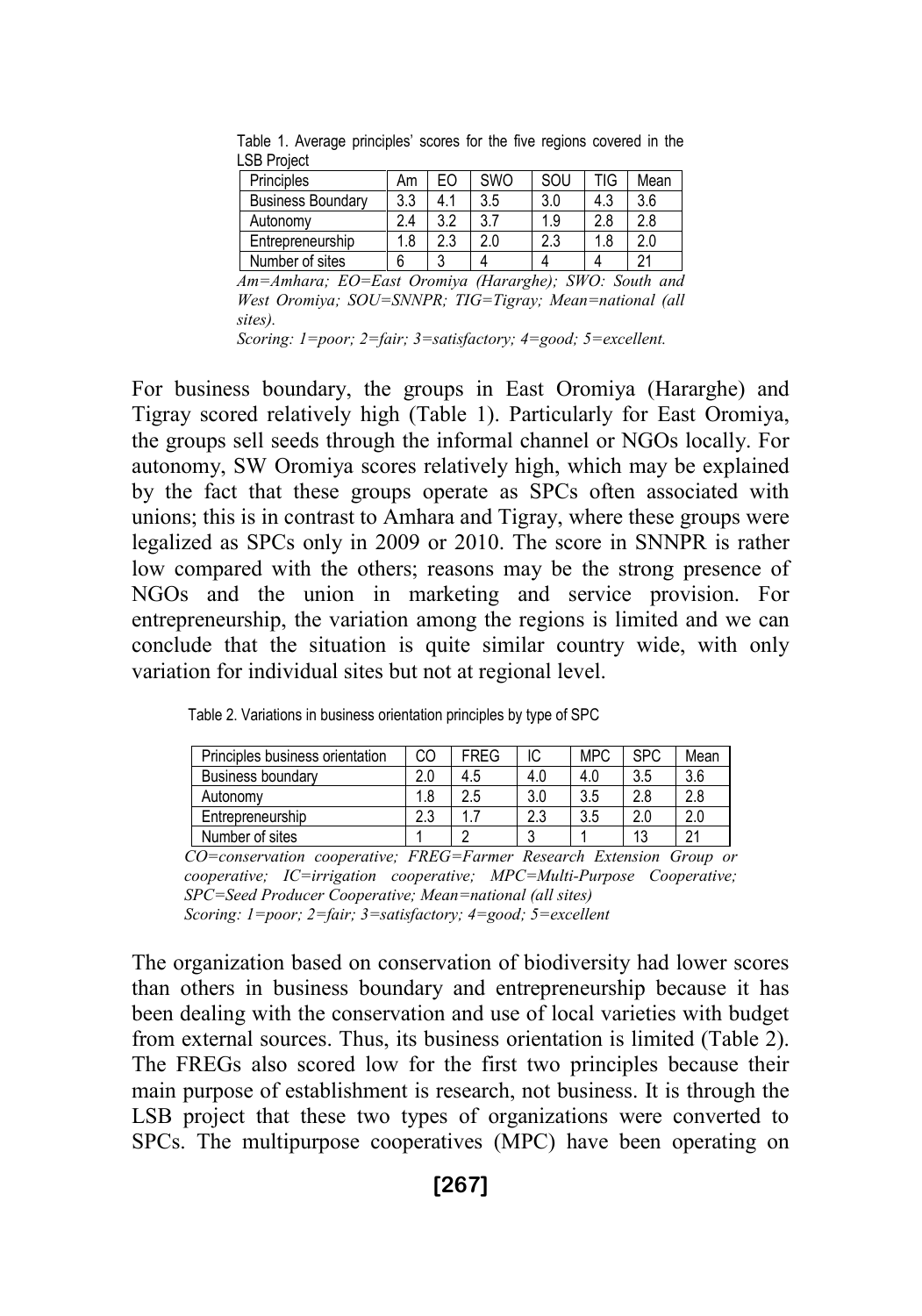Table 1. Average principles' scores for the five regions covered in the LSB Project

| Principles | Am | EO | SWO | SOU | TIG | Mean |
|---|---|---|---|---|---|---|
| Business Boundary | 3.3 | 4.1 | 3.5 | 3.0 | 4.3 | 3.6 |
| Autonomy | 2.4 | 3.2 | 3.7 | 1.9 | 2.8 | 2.8 |
| Entrepreneurship | 1.8 | 2.3 | 2.0 | 2.3 | 1.8 | 2.0 |
| Number of sites | 6 | 3 | 4 | 4 | 4 | 21 |

*Am=Amhara; EO=East Oromiya (Hararghe); SWO: South and West Oromiya; SOU=SNNPR; TIG=Tigray; Mean=national (all sites).*

*Scoring: 1=poor; 2=fair; 3=satisfactory; 4=good; 5=excellent.*

For business boundary, the groups in East Oromiya (Hararghe) and Tigray scored relatively high (Table 1). Particularly for East Oromiya, the groups sell seeds through the informal channel or NGOs locally. For autonomy, SW Oromiya scores relatively high, which may be explained by the fact that these groups operate as SPCs often associated with unions; this is in contrast to Amhara and Tigray, where these groups were legalized as SPCs only in 2009 or 2010. The score in SNNPR is rather low compared with the others; reasons may be the strong presence of NGOs and the union in marketing and service provision. For entrepreneurship, the variation among the regions is limited and we can conclude that the situation is quite similar country wide, with only variation for individual sites but not at regional level.

Table 2. Variations in business orientation principles by type of SPC

| Principles business orientation | CO | FREG | IC | MPC | SPC | Mean |
|---|---|---|---|---|---|---|
| Business boundary | 2.0 | 4.5 | 4.0 | 4.0 | 3.5 | 3.6 |
| Autonomy | 1.8 | 2.5 | 3.0 | 3.5 | 2.8 | 2.8 |
| Entrepreneurship | 2.3 | 1.7 | 2.3 | 3.5 | 2.0 | 2.0 |
| Number of sites | 1 | 2 | 3 | 1 | 13 | 21 |

*CO=conservation cooperative; FREG=Farmer Research Extension Group or cooperative; IC=irrigation cooperative; MPC=Multi-Purpose Cooperative; SPC=Seed Producer Cooperative; Mean=national (all sites)*

*Scoring: 1=poor; 2=fair; 3=satisfactory; 4=good; 5=excellent*

The organization based on conservation of biodiversity had lower scores than others in business boundary and entrepreneurship because it has been dealing with the conservation and use of local varieties with budget from external sources. Thus, its business orientation is limited (Table 2). The FREGs also scored low for the first two principles because their main purpose of establishment is research, not business. It is through the LSB project that these two types of organizations were converted to SPCs. The multipurpose cooperatives (MPC) have been operating on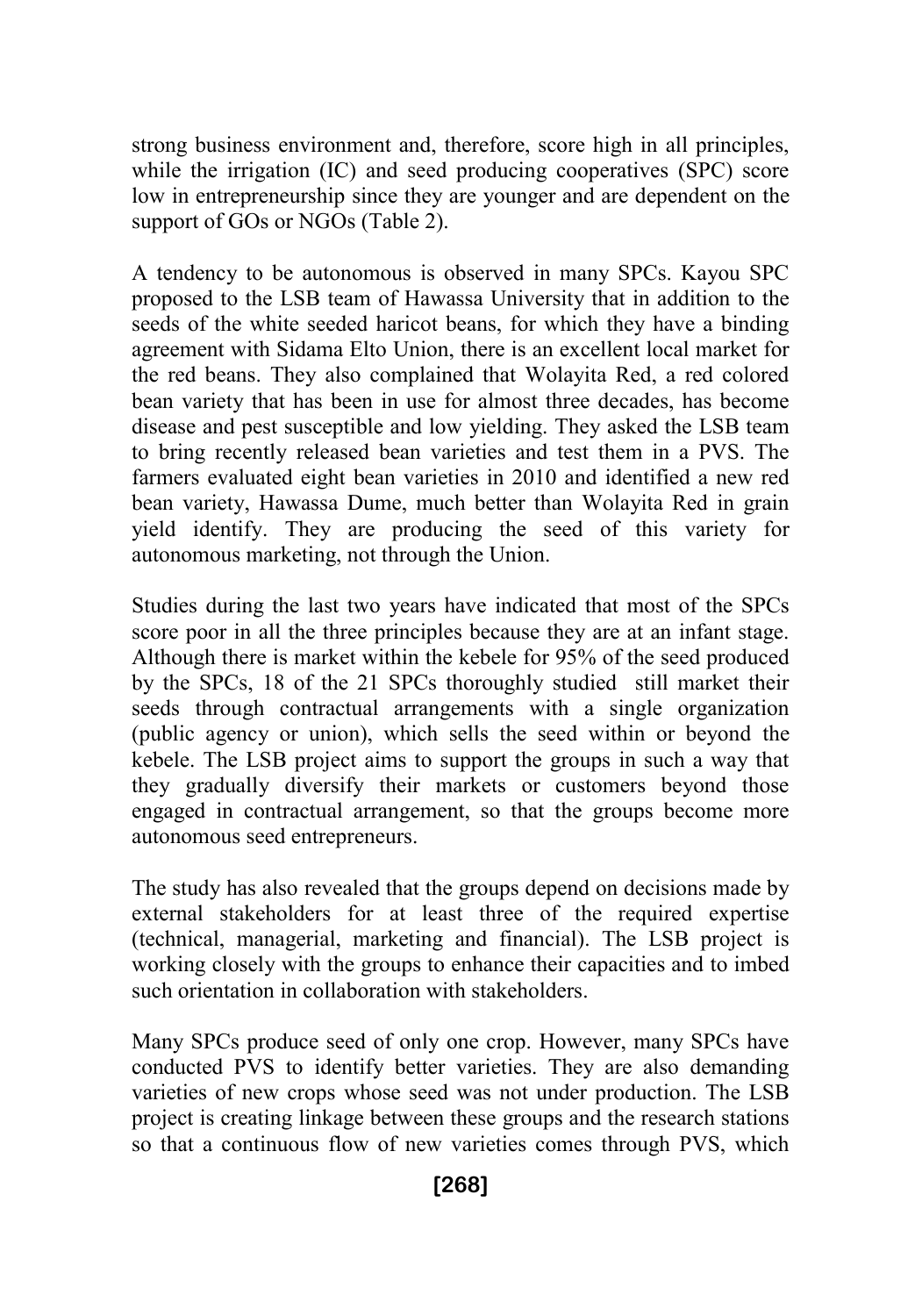strong business environment and, therefore, score high in all principles, while the irrigation (IC) and seed producing cooperatives (SPC) score low in entrepreneurship since they are younger and are dependent on the support of GOs or NGOs (Table 2).

A tendency to be autonomous is observed in many SPCs. Kayou SPC proposed to the LSB team of Hawassa University that in addition to the seeds of the white seeded haricot beans, for which they have a binding agreement with Sidama Elto Union, there is an excellent local market for the red beans. They also complained that Wolayita Red, a red colored bean variety that has been in use for almost three decades, has become disease and pest susceptible and low yielding. They asked the LSB team to bring recently released bean varieties and test them in a PVS. The farmers evaluated eight bean varieties in 2010 and identified a new red bean variety, Hawassa Dume, much better than Wolayita Red in grain yield identify. They are producing the seed of this variety for autonomous marketing, not through the Union.

Studies during the last two years have indicated that most of the SPCs score poor in all the three principles because they are at an infant stage. Although there is market within the kebele for 95% of the seed produced by the SPCs, 18 of the 21 SPCs thoroughly studied still market their seeds through contractual arrangements with a single organization (public agency or union), which sells the seed within or beyond the kebele. The LSB project aims to support the groups in such a way that they gradually diversify their markets or customers beyond those engaged in contractual arrangement, so that the groups become more autonomous seed entrepreneurs.

The study has also revealed that the groups depend on decisions made by external stakeholders for at least three of the required expertise (technical, managerial, marketing and financial). The LSB project is working closely with the groups to enhance their capacities and to imbed such orientation in collaboration with stakeholders.

Many SPCs produce seed of only one crop. However, many SPCs have conducted PVS to identify better varieties. They are also demanding varieties of new crops whose seed was not under production. The LSB project is creating linkage between these groups and the research stations so that a continuous flow of new varieties comes through PVS, which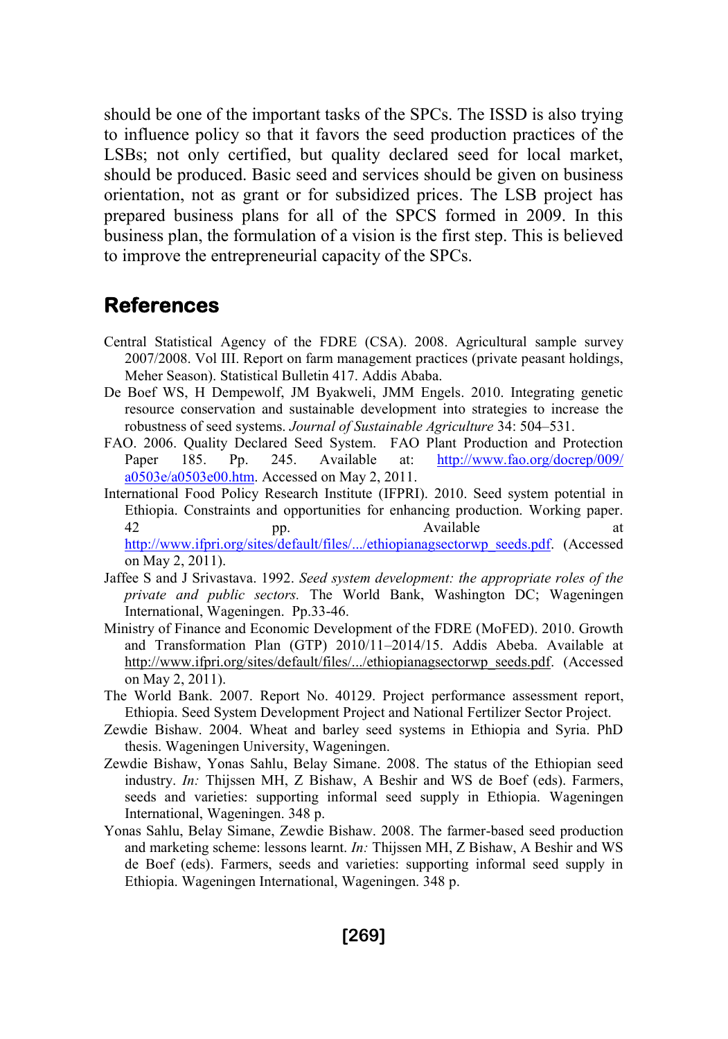should be one of the important tasks of the SPCs. The ISSD is also trying to influence policy so that it favors the seed production practices of the LSBs; not only certified, but quality declared seed for local market, should be produced. Basic seed and services should be given on business orientation, not as grant or for subsidized prices. The LSB project has prepared business plans for all of the SPCS formed in 2009. In this business plan, the formulation of a vision is the first step. This is believed to improve the entrepreneurial capacity of the SPCs.

## References

Central Statistical Agency of the FDRE (CSA). 2008. Agricultural sample survey 2007/2008. Vol III. Report on farm management practices (private peasant holdings, Meher Season). Statistical Bulletin 417. Addis Ababa.

De Boef WS, H Dempewolf, JM Byakweli, JMM Engels. 2010. Integrating genetic resource conservation and sustainable development into strategies to increase the robustness of seed systems. *Journal of Sustainable Agriculture* 34: 504–531.

FAO. 2006. Quality Declared Seed System. FAO Plant Production and Protection Paper 185. Pp. 245. Available at: http://www.fao.org/docrep/009/a0503e/a0503e00.htm. Accessed on May 2, 2011.

International Food Policy Research Institute (IFPRI). 2010. Seed system potential in Ethiopia. Constraints and opportunities for enhancing production. Working paper. 42 pp. Available at http://www.ifpri.org/sites/default/files/.../ethiopianagsectorwp_seeds.pdf. (Accessed on May 2, 2011).

Jaffee S and J Srivastava. 1992. *Seed system development: the appropriate roles of the private and public sectors.* The World Bank, Washington DC; Wageningen International, Wageningen. Pp.33-46.

Ministry of Finance and Economic Development of the FDRE (MoFED). 2010. Growth and Transformation Plan (GTP) 2010/11–2014/15. Addis Abeba. Available at http://www.ifpri.org/sites/default/files/.../ethiopianagsectorwp_seeds.pdf. (Accessed on May 2, 2011).

The World Bank. 2007. Report No. 40129. Project performance assessment report, Ethiopia. Seed System Development Project and National Fertilizer Sector Project.

Zewdie Bishaw. 2004. Wheat and barley seed systems in Ethiopia and Syria. PhD thesis. Wageningen University, Wageningen.

Zewdie Bishaw, Yonas Sahlu, Belay Simane. 2008. The status of the Ethiopian seed industry. *In:* Thijssen MH, Z Bishaw, A Beshir and WS de Boef (eds). Farmers, seeds and varieties: supporting informal seed supply in Ethiopia. Wageningen International, Wageningen. 348 p.

Yonas Sahlu, Belay Simane, Zewdie Bishaw. 2008. The farmer-based seed production and marketing scheme: lessons learnt. *In:* Thijssen MH, Z Bishaw, A Beshir and WS de Boef (eds). Farmers, seeds and varieties: supporting informal seed supply in Ethiopia. Wageningen International, Wageningen. 348 p.